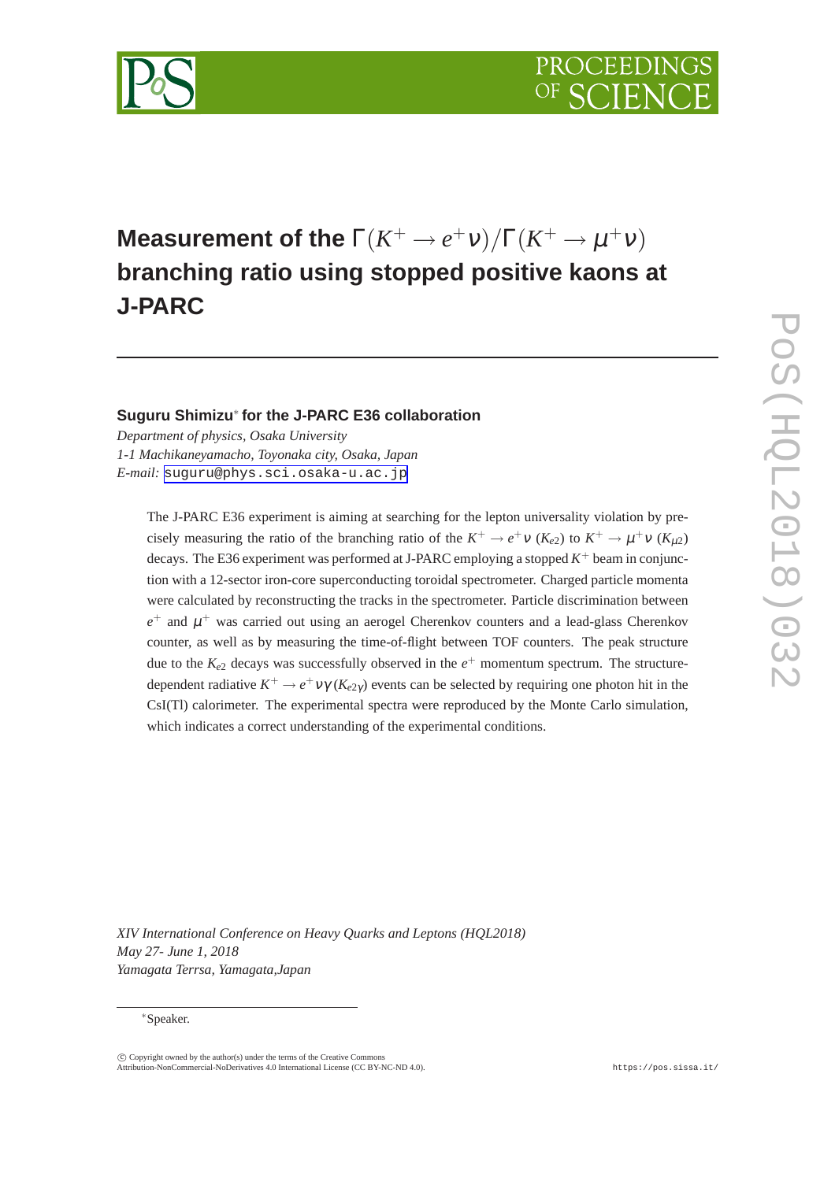# Measurement of the $\Gamma(K^+ \to e^+\nu)/\Gamma(K^+ \to \mu^+\nu)$ branching ratio using stopped positive kaons at J-PARC

**Suguru Shimizu*** **for the J-PARC E36 collaboration**

*Department of physics, Osaka University*
*1-1 Machikaneyamacho, Toyonaka city, Osaka, Japan*
*E-mail:* suguru@phys.sci.osaka-u.ac.jp

The J-PARC E36 experiment is aiming at searching for the lepton universality violation by precisely measuring the ratio of the branching ratio of the $K^+ \to e^+\nu$ ($K_{e2}$) to $K^+ \to \mu^+\nu$ ($K_{\mu 2}$) decays. The E36 experiment was performed at J-PARC employing a stopped $K^+$ beam in conjunction with a 12-sector iron-core superconducting toroidal spectrometer. Charged particle momenta were calculated by reconstructing the tracks in the spectrometer. Particle discrimination between $e^+$ and $\mu^+$ was carried out using an aerogel Cherenkov counters and a lead-glass Cherenkov counter, as well as by measuring the time-of-flight between TOF counters. The peak structure due to the $K_{e2}$ decays was successfully observed in the $e^+$ momentum spectrum. The structure-dependent radiative $K^+ \to e^+\nu\gamma$ ($K_{e2\gamma}$) events can be selected by requiring one photon hit in the CsI(Tl) calorimeter. The experimental spectra were reproduced by the Monte Carlo simulation, which indicates a correct understanding of the experimental conditions.

*XIV International Conference on Heavy Quarks and Leptons (HQL2018)*
*May 27- June 1, 2018*
*Yamagata Terrsa, Yamagata,Japan*

*Speaker.

© Copyright owned by the author(s) under the terms of the Creative Commons Attribution-NonCommercial-NoDerivatives 4.0 International License (CC BY-NC-ND 4.0).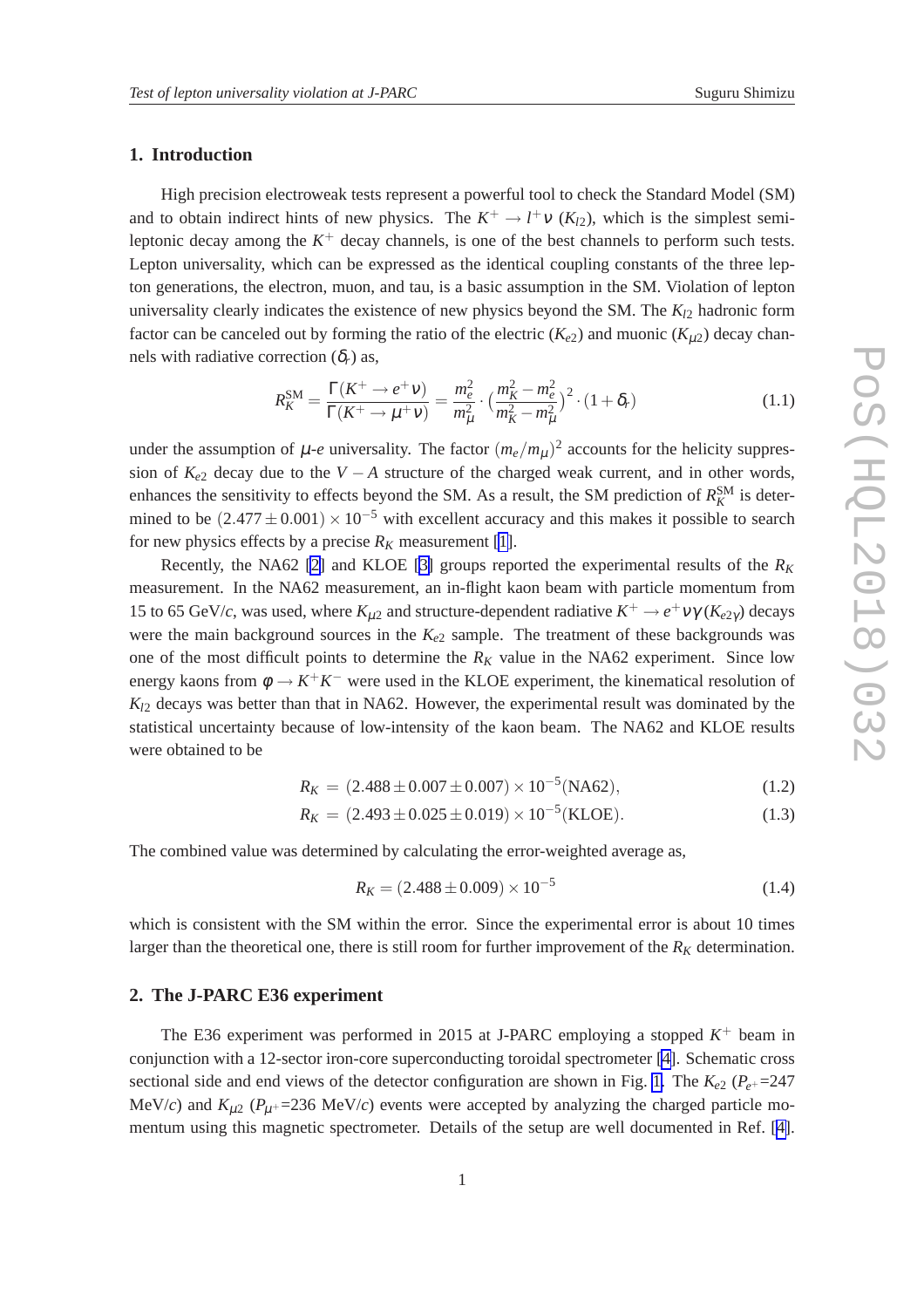## 1. Introduction

High precision electroweak tests represent a powerful tool to check the Standard Model (SM) and to obtain indirect hints of new physics. The $K^+ \to l^+ \nu$ ($K_{l2}$), which is the simplest semi-leptonic decay among the $K^+$ decay channels, is one of the best channels to perform such tests. Lepton universality, which can be expressed as the identical coupling constants of the three lepton generations, the electron, muon, and tau, is a basic assumption in the SM. Violation of lepton universality clearly indicates the existence of new physics beyond the SM. The $K_{l2}$ hadronic form factor can be canceled out by forming the ratio of the electric ($K_{e2}$) and muonic ($K_{\mu 2}$) decay channels with radiative correction ($\delta_r$) as,

$$R_K^{\rm SM} = \frac{\Gamma(K^+ \to e^+ \nu)}{\Gamma(K^+ \to \mu^+ \nu)} = \frac{m_e^2}{m_\mu^2} \cdot \left(\frac{m_K^2 - m_e^2}{m_K^2 - m_\mu^2}\right)^2 \cdot (1 + \delta_r) \tag{1.1}$$

under the assumption of $\mu$-$e$ universality. The factor $(m_e/m_\mu)^2$ accounts for the helicity suppression of $K_{e2}$ decay due to the $V - A$ structure of the charged weak current, and in other words, enhances the sensitivity to effects beyond the SM. As a result, the SM prediction of $R_K^{\rm SM}$ is determined to be $(2.477 \pm 0.001) \times 10^{-5}$ with excellent accuracy and this makes it possible to search for new physics effects by a precise $R_K$ measurement [1].

Recently, the NA62 [2] and KLOE [3] groups reported the experimental results of the $R_K$ measurement. In the NA62 measurement, an in-flight kaon beam with particle momentum from 15 to 65 GeV/$c$, was used, where $K_{\mu 2}$ and structure-dependent radiative $K^+ \to e^+ \nu \gamma$ ($K_{e2\gamma}$) decays were the main background sources in the $K_{e2}$ sample. The treatment of these backgrounds was one of the most difficult points to determine the $R_K$ value in the NA62 experiment. Since low energy kaons from $\phi \to K^+ K^-$ were used in the KLOE experiment, the kinematical resolution of $K_{l2}$ decays was better than that in NA62. However, the experimental result was dominated by the statistical uncertainty because of low-intensity of the kaon beam. The NA62 and KLOE results were obtained to be

$$R_K = (2.488 \pm 0.007 \pm 0.007) \times 10^{-5} (\text{NA62}), \tag{1.2}$$

$$R_K = (2.493 \pm 0.025 \pm 0.019) \times 10^{-5} (\text{KLOE}). \tag{1.3}$$

The combined value was determined by calculating the error-weighted average as,

$$R_K = (2.488 \pm 0.009) \times 10^{-5} \tag{1.4}$$

which is consistent with the SM within the error. Since the experimental error is about 10 times larger than the theoretical one, there is still room for further improvement of the $R_K$ determination.

## 2. The J-PARC E36 experiment

The E36 experiment was performed in 2015 at J-PARC employing a stopped $K^+$ beam in conjunction with a 12-sector iron-core superconducting toroidal spectrometer [4]. Schematic cross sectional side and end views of the detector configuration are shown in Fig. 1. The $K_{e2}$ ($P_{e^+}$=247 MeV/$c$) and $K_{\mu 2}$ ($P_{\mu^+}$=236 MeV/$c$) events were accepted by analyzing the charged particle momentum using this magnetic spectrometer. Details of the setup are well documented in Ref. [4].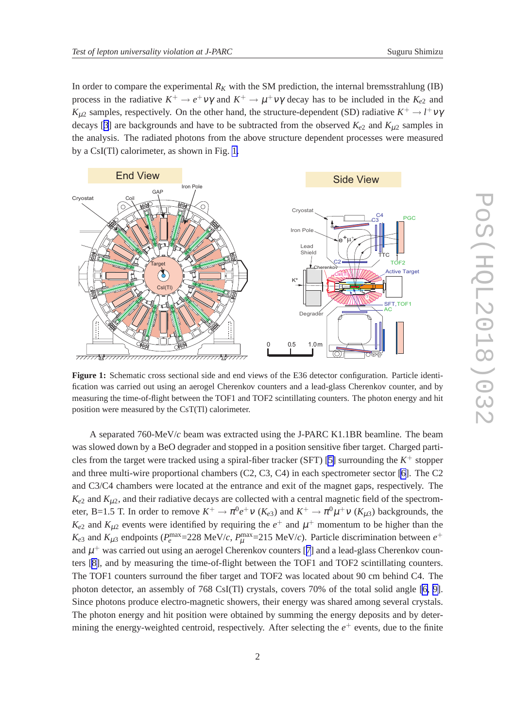In order to compare the experimental $R_K$ with the SM prediction, the internal bremsstrahlung (IB) process in the radiative $K^+ \to e^+\nu\gamma$ and $K^+ \to \mu^+\nu\gamma$ decay has to be included in the $K_{e2}$ and $K_{\mu 2}$ samples, respectively. On the other hand, the structure-dependent (SD) radiative $K^+ \to l^+\nu\gamma$ decays [3] are backgrounds and have to be subtracted from the observed $K_{e2}$ and $K_{\mu 2}$ samples in the analysis. The radiated photons from the above structure dependent processes were measured by a CsI(Tl) calorimeter, as shown in Fig. 1.

**Figure 1:** Schematic cross sectional side and end views of the E36 detector configuration. Particle identification was carried out using an aerogel Cherenkov counters and a lead-glass Cherenkov counter, and by measuring the time-of-flight between the TOF1 and TOF2 scintillating counters. The photon energy and hit position were measured by the CsT(Tl) calorimeter.

A separated 760-MeV/$c$ beam was extracted using the J-PARC K1.1BR beamline. The beam was slowed down by a BeO degrader and stopped in a position sensitive fiber target. Charged particles from the target were tracked using a spiral-fiber tracker (SFT) [5] surrounding the $K^+$ stopper and three multi-wire proportional chambers (C2, C3, C4) in each spectrometer sector [6]. The C2 and C3/C4 chambers were located at the entrance and exit of the magnet gaps, respectively. The $K_{e2}$ and $K_{\mu 2}$, and their radiative decays are collected with a central magnetic field of the spectrometer, B=1.5 T. In order to remove $K^+ \to \pi^0 e^+ \nu$ ($K_{e3}$) and $K^+ \to \pi^0 \mu^+ \nu$ ($K_{\mu 3}$) backgrounds, the $K_{e2}$ and $K_{\mu 2}$ events were identified by requiring the $e^+$ and $\mu^+$ momentum to be higher than the $K_{e3}$ and $K_{\mu 3}$ endpoints ($P_e^{\max}$=228 MeV/$c$, $P_\mu^{\max}$=215 MeV/$c$). Particle discrimination between $e^+$ and $\mu^+$ was carried out using an aerogel Cherenkov counters [7] and a lead-glass Cherenkov counters [8], and by measuring the time-of-flight between the TOF1 and TOF2 scintillating counters. The TOF1 counters surround the fiber target and TOF2 was located about 90 cm behind C4. The photon detector, an assembly of 768 CsI(Tl) crystals, covers 70% of the total solid angle [6, 9]. Since photons produce electro-magnetic showers, their energy was shared among several crystals. The photon energy and hit position were obtained by summing the energy deposits and by determining the energy-weighted centroid, respectively. After selecting the $e^+$ events, due to the finite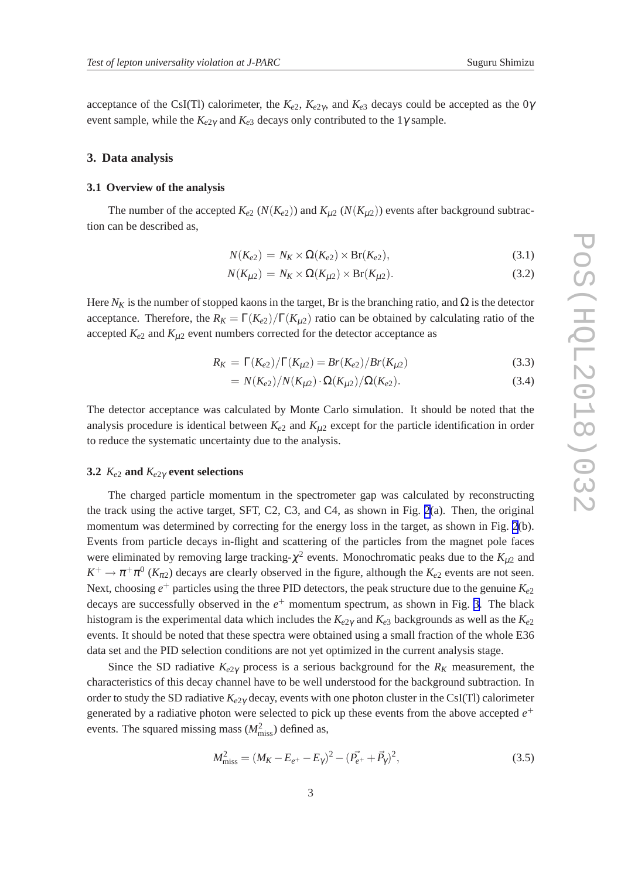acceptance of the CsI(Tl) calorimeter, the $K_{e2}$, $K_{e2\gamma}$, and $K_{e3}$ decays could be accepted as the $0\gamma$ event sample, while the $K_{e2\gamma}$ and $K_{e3}$ decays only contributed to the $1\gamma$ sample.

## 3. Data analysis

### 3.1 Overview of the analysis

The number of the accepted $K_{e2}$ ($N(K_{e2})$) and $K_{\mu 2}$ ($N(K_{\mu 2})$) events after background subtraction can be described as,

$$N(K_{e2}) = N_K \times \Omega(K_{e2}) \times \mathrm{Br}(K_{e2}), \tag{3.1}$$

$$N(K_{\mu 2}) = N_K \times \Omega(K_{\mu 2}) \times \mathrm{Br}(K_{\mu 2}). \tag{3.2}$$

Here $N_K$ is the number of stopped kaons in the target, Br is the branching ratio, and $\Omega$ is the detector acceptance. Therefore, the $R_K = \Gamma(K_{e2})/\Gamma(K_{\mu 2})$ ratio can be obtained by calculating ratio of the accepted $K_{e2}$ and $K_{\mu 2}$ event numbers corrected for the detector acceptance as

$$R_K = \Gamma(K_{e2})/\Gamma(K_{\mu 2}) = Br(K_{e2})/Br(K_{\mu 2}) \tag{3.3}$$

$$= N(K_{e2})/N(K_{\mu 2}) \cdot \Omega(K_{\mu 2})/\Omega(K_{e2}). \tag{3.4}$$

The detector acceptance was calculated by Monte Carlo simulation. It should be noted that the analysis procedure is identical between $K_{e2}$ and $K_{\mu 2}$ except for the particle identification in order to reduce the systematic uncertainty due to the analysis.

### 3.2 $K_{e2}$ and $K_{e2\gamma}$ event selections

The charged particle momentum in the spectrometer gap was calculated by reconstructing the track using the active target, SFT, C2, C3, and C4, as shown in Fig. 2(a). Then, the original momentum was determined by correcting for the energy loss in the target, as shown in Fig. 2(b). Events from particle decays in-flight and scattering of the particles from the magnet pole faces were eliminated by removing large tracking-$\chi^2$ events. Monochromatic peaks due to the $K_{\mu 2}$ and $K^+ \to \pi^+\pi^0$ ($K_{\pi 2}$) decays are clearly observed in the figure, although the $K_{e2}$ events are not seen. Next, choosing $e^+$ particles using the three PID detectors, the peak structure due to the genuine $K_{e2}$ decays are successfully observed in the $e^+$ momentum spectrum, as shown in Fig. 3. The black histogram is the experimental data which includes the $K_{e2\gamma}$ and $K_{e3}$ backgrounds as well as the $K_{e2}$ events. It should be noted that these spectra were obtained using a small fraction of the whole E36 data set and the PID selection conditions are not yet optimized in the current analysis stage.

Since the SD radiative $K_{e2\gamma}$ process is a serious background for the $R_K$ measurement, the characteristics of this decay channel have to be well understood for the background subtraction. In order to study the SD radiative $K_{e2\gamma}$ decay, events with one photon cluster in the CsI(Tl) calorimeter generated by a radiative photon were selected to pick up these events from the above accepted $e^+$ events. The squared missing mass ($M^2_{\mathrm{miss}}$) defined as,

$$M^2_{\mathrm{miss}} = (M_K - E_{e^+} - E_\gamma)^2 - (\vec{P}_{e^+} + \vec{P}_\gamma)^2, \tag{3.5}$$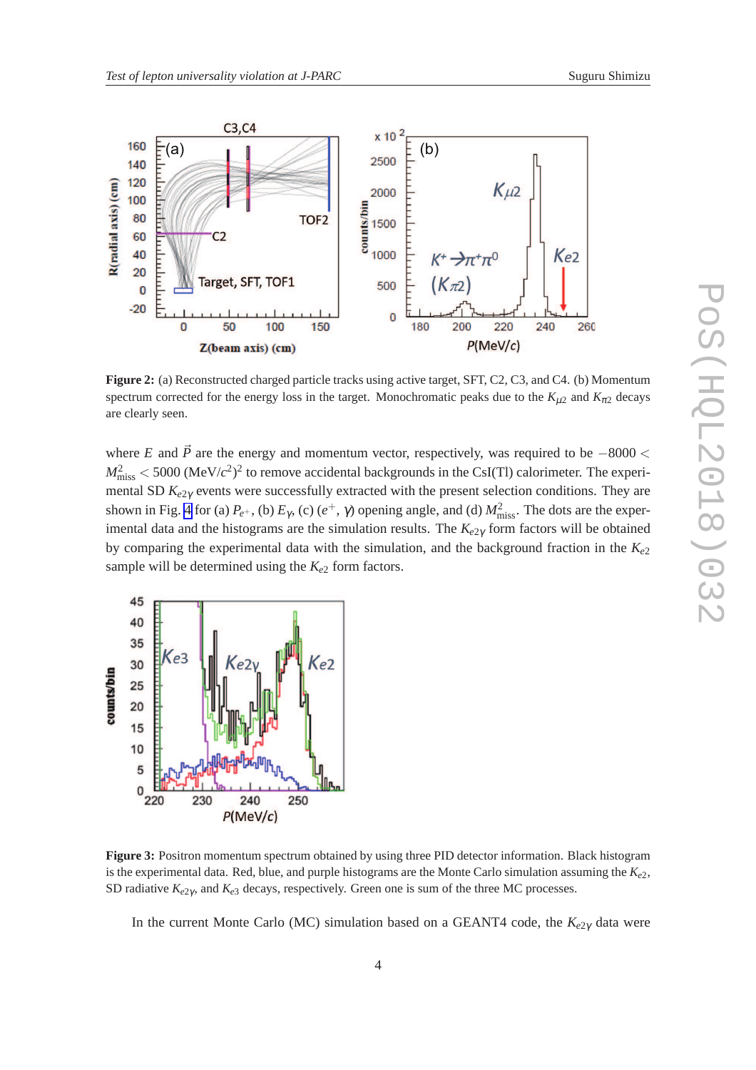**Figure 2:** (a) Reconstructed charged particle tracks using active target, SFT, C2, C3, and C4. (b) Momentum spectrum corrected for the energy loss in the target. Monochromatic peaks due to the $K_{\mu 2}$ and $K_{\pi 2}$ decays are clearly seen.

where $E$ and $\vec{P}$ are the energy and momentum vector, respectively, was required to be $-8000 < M^2_{\rm miss} < 5000$ (MeV/$c^2$)$^2$ to remove accidental backgrounds in the CsI(Tl) calorimeter. The experimental SD $K_{e2\gamma}$ events were successfully extracted with the present selection conditions. They are shown in Fig. 4 for (a) $P_{e^+}$, (b) $E_\gamma$, (c) ($e^+$, $\gamma$) opening angle, and (d) $M^2_{\rm miss}$. The dots are the experimental data and the histograms are the simulation results. The $K_{e2\gamma}$ form factors will be obtained by comparing the experimental data with the simulation, and the background fraction in the $K_{e2}$ sample will be determined using the $K_{e2}$ form factors.

**Figure 3:** Positron momentum spectrum obtained by using three PID detector information. Black histogram is the experimental data. Red, blue, and purple histograms are the Monte Carlo simulation assuming the $K_{e2}$, SD radiative $K_{e2\gamma}$, and $K_{e3}$ decays, respectively. Green one is sum of the three MC processes.

In the current Monte Carlo (MC) simulation based on a GEANT4 code, the $K_{e2\gamma}$ data were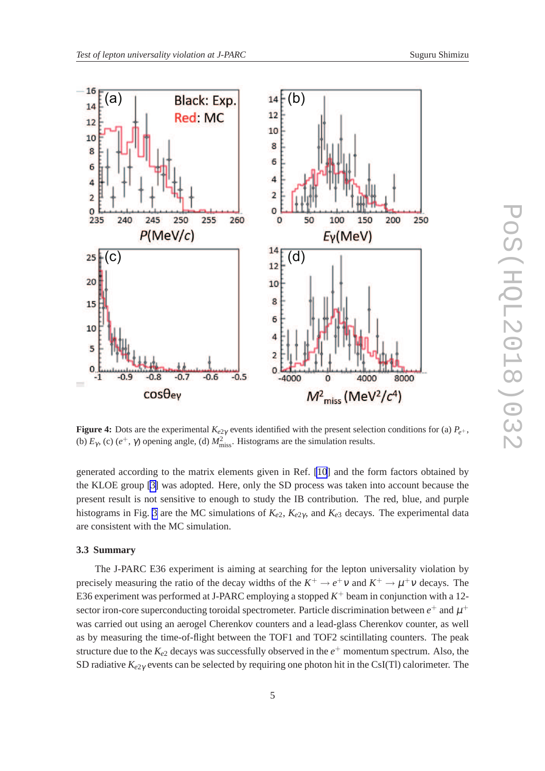**Figure 4:** Dots are the experimental $K_{e2\gamma}$ events identified with the present selection conditions for (a) $P_{e^+}$, (b) $E_\gamma$, (c) ($e^+$, $\gamma$) opening angle, (d) $M^2_{\rm miss}$. Histograms are the simulation results.

generated according to the matrix elements given in Ref. [10] and the form factors obtained by the KLOE group [3] was adopted. Here, only the SD process was taken into account because the present result is not sensitive to enough to study the IB contribution. The red, blue, and purple histograms in Fig. 3 are the MC simulations of $K_{e2}$, $K_{e2\gamma}$, and $K_{e3}$ decays. The experimental data are consistent with the MC simulation.

### 3.3 Summary

The J-PARC E36 experiment is aiming at searching for the lepton universality violation by precisely measuring the ratio of the decay widths of the $K^+ \to e^+\nu$ and $K^+ \to \mu^+\nu$ decays. The E36 experiment was performed at J-PARC employing a stopped $K^+$ beam in conjunction with a 12-sector iron-core superconducting toroidal spectrometer. Particle discrimination between $e^+$ and $\mu^+$ was carried out using an aerogel Cherenkov counters and a lead-glass Cherenkov counter, as well as by measuring the time-of-flight between the TOF1 and TOF2 scintillating counters. The peak structure due to the $K_{e2}$ decays was successfully observed in the $e^+$ momentum spectrum. Also, the SD radiative $K_{e2\gamma}$ events can be selected by requiring one photon hit in the CsI(Tl) calorimeter. The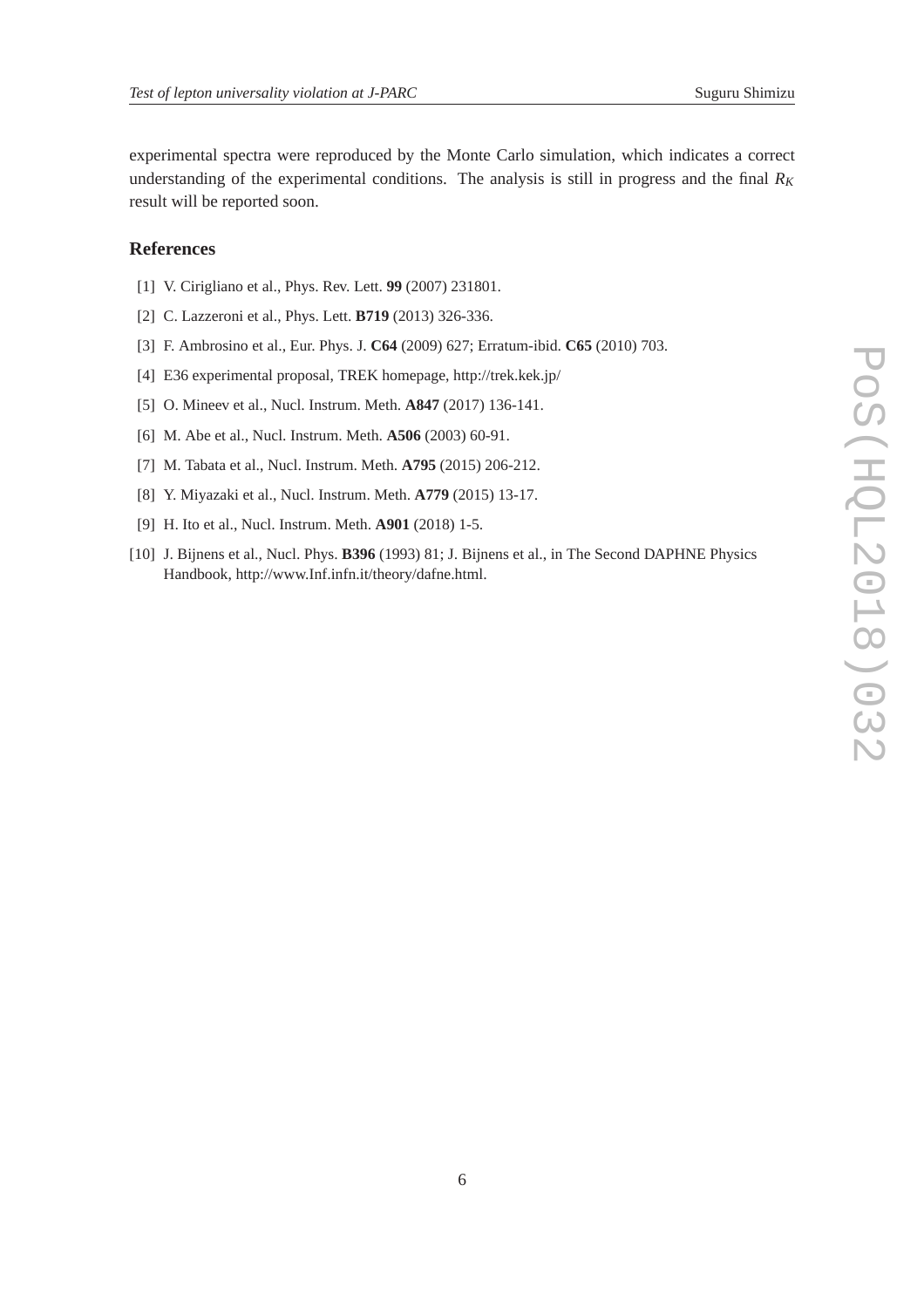experimental spectra were reproduced by the Monte Carlo simulation, which indicates a correct understanding of the experimental conditions. The analysis is still in progress and the final $R_K$ result will be reported soon.

## References

[1] V. Cirigliano et al., Phys. Rev. Lett. **99** (2007) 231801.

[2] C. Lazzeroni et al., Phys. Lett. **B719** (2013) 326-336.

[3] F. Ambrosino et al., Eur. Phys. J. **C64** (2009) 627; Erratum-ibid. **C65** (2010) 703.

[4] E36 experimental proposal, TREK homepage, http://trek.kek.jp/

[5] O. Mineev et al., Nucl. Instrum. Meth. **A847** (2017) 136-141.

[6] M. Abe et al., Nucl. Instrum. Meth. **A506** (2003) 60-91.

[7] M. Tabata et al., Nucl. Instrum. Meth. **A795** (2015) 206-212.

[8] Y. Miyazaki et al., Nucl. Instrum. Meth. **A779** (2015) 13-17.

[9] H. Ito et al., Nucl. Instrum. Meth. **A901** (2018) 1-5.

[10] J. Bijnens et al., Nucl. Phys. **B396** (1993) 81; J. Bijnens et al., in The Second DAPHNE Physics Handbook, http://www.Inf.infn.it/theory/dafne.html.